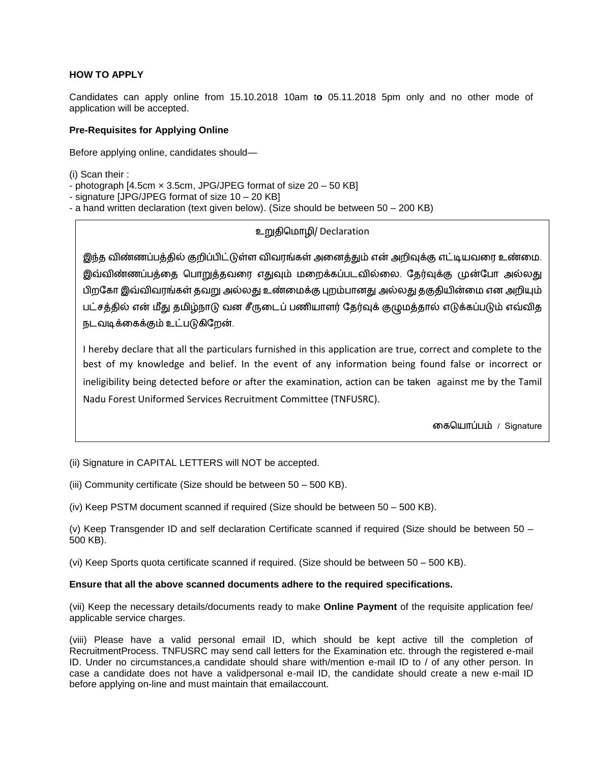**HOW TO APPLY**

Candidates can apply online from 15.10.2018 10am t**o** 05.11.2018 5pm only and no other mode of application will be accepted.

**Pre-Requisites for Applying Online**

Before applying online, candidates should—

(i) Scan their :
- photograph [4.5cm × 3.5cm, JPG/JPEG format of size 20 – 50 KB]
- signature [JPG/JPEG format of size 10 – 20 KB]
- a hand written declaration (text given below). (Size should be between 50 – 200 KB)

> உறுதிமொழி/ Declaration
>
> இந்த விண்ணப்பத்தில் குறிப்பிட்டுள்ள விவரங்கள் அனைத்தும் என் அறிவுக்கு எட்டியவரை உண்மை. இவ்விண்ணப்பத்தை பொறுத்தவரை எதுவும் மறைக்கப்படவில்லை. தேர்வுக்கு முன்போ அல்லது பிறகோ இவ்விவரங்கள் தவறு அல்லது உண்மைக்கு புறம்பானது அல்லது தகுதியின்மை என அறியும் பட்சத்தில் என் மீது தமிழ்நாடு வன சீருடைப் பணியாளர் தேர்வுக் குழுமத்தால் எடுக்கப்படும் எவ்வித நடவடிக்கைக்கும் உட்படுகிறேன்.
>
> I hereby declare that all the particulars furnished in this application are true, correct and complete to the best of my knowledge and belief. In the event of any information being found false or incorrect or ineligibility being detected before or after the examination, action can be taken against me by the Tamil Nadu Forest Uniformed Services Recruitment Committee (TNFUSRC).
>
> கையொப்பம் / Signature

(ii) Signature in CAPITAL LETTERS will NOT be accepted.

(iii) Community certificate (Size should be between 50 – 500 KB).

(iv) Keep PSTM document scanned if required (Size should be between 50 – 500 KB).

(v) Keep Transgender ID and self declaration Certificate scanned if required (Size should be between 50 – 500 KB).

(vi) Keep Sports quota certificate scanned if required. (Size should be between 50 – 500 KB).

**Ensure that all the above scanned documents adhere to the required specifications.**

(vii) Keep the necessary details/documents ready to make **Online Payment** of the requisite application fee/ applicable service charges.

(viii) Please have a valid personal email ID, which should be kept active till the completion of RecruitmentProcess. TNFUSRC may send call letters for the Examination etc. through the registered e-mail ID. Under no circumstances,a candidate should share with/mention e-mail ID to / of any other person. In case a candidate does not have a validpersonal e-mail ID, the candidate should create a new e-mail ID before applying on-line and must maintain that emailaccount.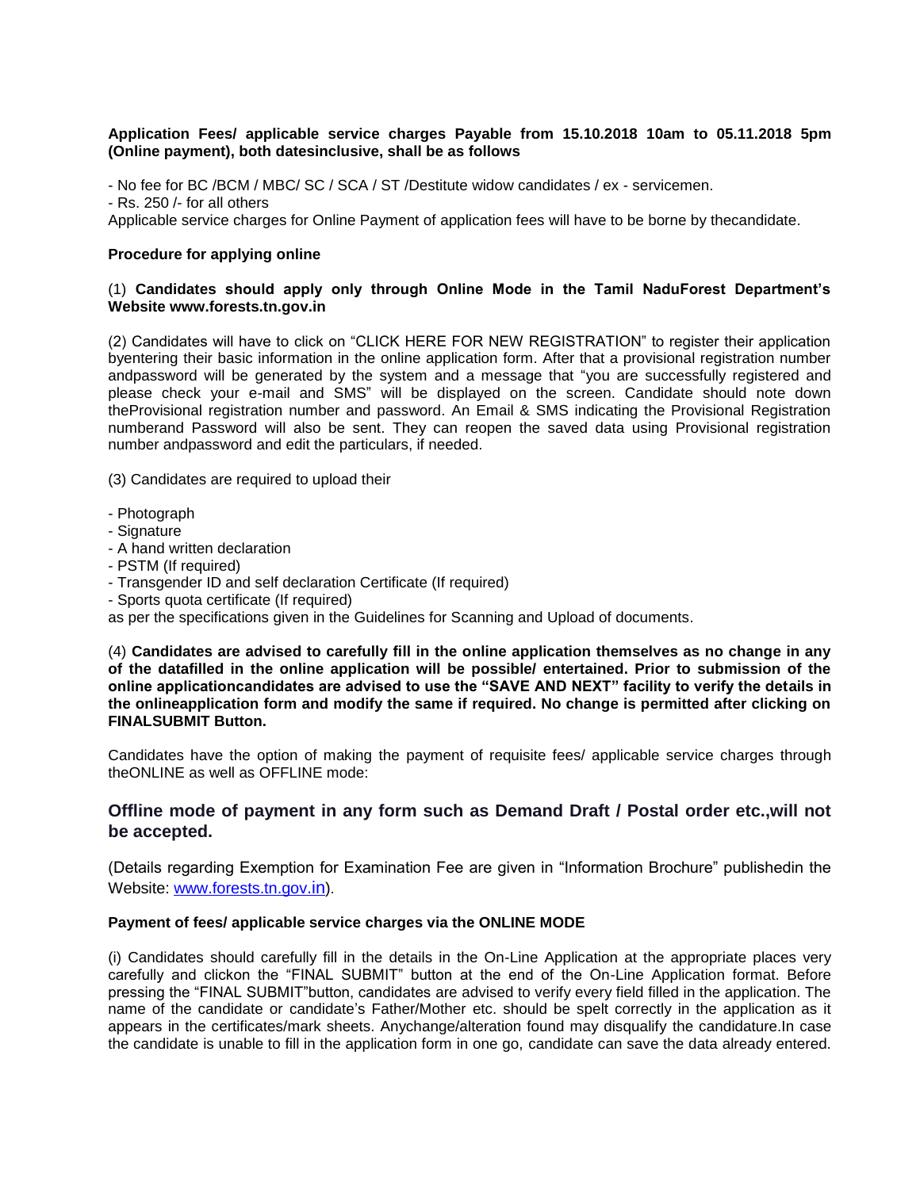**Application Fees/ applicable service charges Payable from 15.10.2018 10am to 05.11.2018 5pm (Online payment), both datesinclusive, shall be as follows**

- No fee for BC /BCM / MBC/ SC / SCA / ST /Destitute widow candidates / ex - servicemen.
- Rs. 250 /- for all others

Applicable service charges for Online Payment of application fees will have to be borne by thecandidate.

**Procedure for applying online**

(1) **Candidates should apply only through Online Mode in the Tamil NaduForest Department's Website www.forests.tn.gov.in**

(2) Candidates will have to click on "CLICK HERE FOR NEW REGISTRATION" to register their application byentering their basic information in the online application form. After that a provisional registration number andpassword will be generated by the system and a message that "you are successfully registered and please check your e-mail and SMS" will be displayed on the screen. Candidate should note down theProvisional registration number and password. An Email & SMS indicating the Provisional Registration numberand Password will also be sent. They can reopen the saved data using Provisional registration number andpassword and edit the particulars, if needed.

(3) Candidates are required to upload their

- Photograph
- Signature
- A hand written declaration
- PSTM (If required)
- Transgender ID and self declaration Certificate (If required)
- Sports quota certificate (If required)

as per the specifications given in the Guidelines for Scanning and Upload of documents.

(4) **Candidates are advised to carefully fill in the online application themselves as no change in any of the datafilled in the online application will be possible/ entertained. Prior to submission of the online applicationcandidates are advised to use the "SAVE AND NEXT" facility to verify the details in the onlineapplication form and modify the same if required. No change is permitted after clicking on FINALSUBMIT Button.**

Candidates have the option of making the payment of requisite fees/ applicable service charges through theONLINE as well as OFFLINE mode:

### Offline mode of payment in any form such as Demand Draft / Postal order etc.,will not be accepted.

(Details regarding Exemption for Examination Fee are given in "Information Brochure" publishedin the Website: www.forests.tn.gov.in).

**Payment of fees/ applicable service charges via the ONLINE MODE**

(i) Candidates should carefully fill in the details in the On-Line Application at the appropriate places very carefully and clickon the "FINAL SUBMIT" button at the end of the On-Line Application format. Before pressing the "FINAL SUBMIT"button, candidates are advised to verify every field filled in the application. The name of the candidate or candidate's Father/Mother etc. should be spelt correctly in the application as it appears in the certificates/mark sheets. Anychange/alteration found may disqualify the candidature.In case the candidate is unable to fill in the application form in one go, candidate can save the data already entered.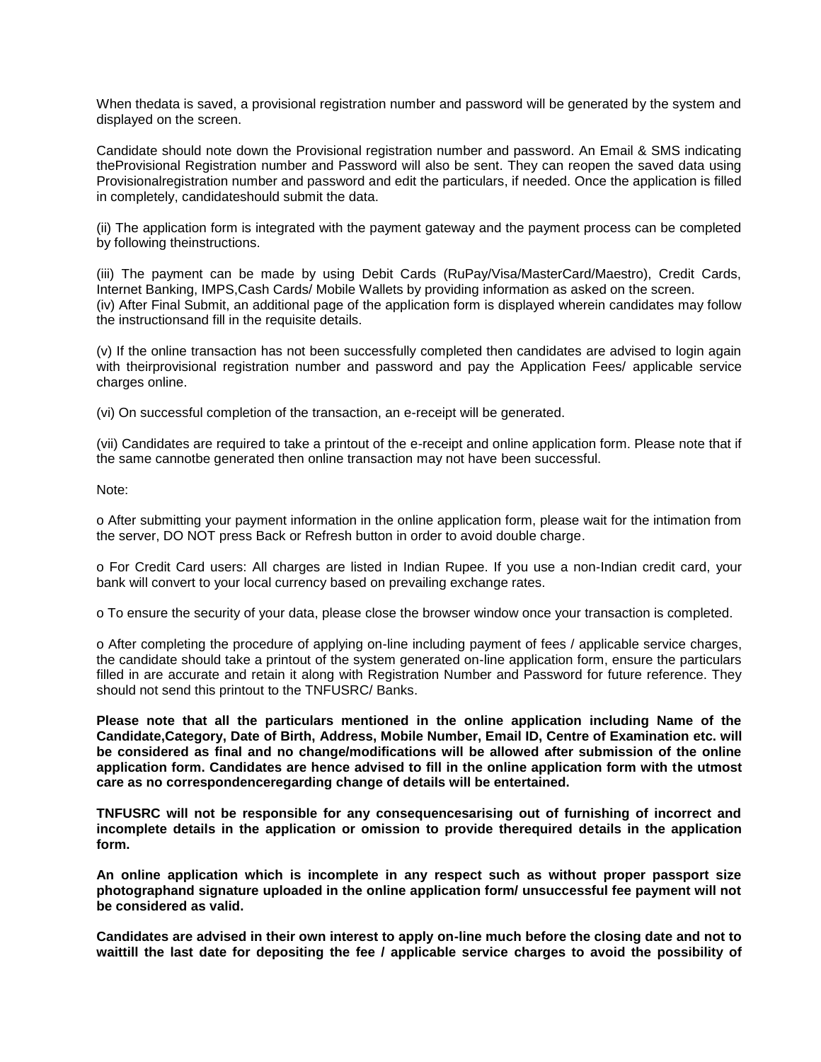When thedata is saved, a provisional registration number and password will be generated by the system and displayed on the screen.

Candidate should note down the Provisional registration number and password. An Email & SMS indicating theProvisional Registration number and Password will also be sent. They can reopen the saved data using Provisionalregistration number and password and edit the particulars, if needed. Once the application is filled in completely, candidateshould submit the data.

(ii) The application form is integrated with the payment gateway and the payment process can be completed by following theinstructions.

(iii) The payment can be made by using Debit Cards (RuPay/Visa/MasterCard/Maestro), Credit Cards, Internet Banking, IMPS,Cash Cards/ Mobile Wallets by providing information as asked on the screen.
(iv) After Final Submit, an additional page of the application form is displayed wherein candidates may follow the instructionsand fill in the requisite details.

(v) If the online transaction has not been successfully completed then candidates are advised to login again with theirprovisional registration number and password and pay the Application Fees/ applicable service charges online.

(vi) On successful completion of the transaction, an e-receipt will be generated.

(vii) Candidates are required to take a printout of the e-receipt and online application form. Please note that if the same cannotbe generated then online transaction may not have been successful.

Note:

o After submitting your payment information in the online application form, please wait for the intimation from the server, DO NOT press Back or Refresh button in order to avoid double charge.

o For Credit Card users: All charges are listed in Indian Rupee. If you use a non-Indian credit card, your bank will convert to your local currency based on prevailing exchange rates.

o To ensure the security of your data, please close the browser window once your transaction is completed.

o After completing the procedure of applying on-line including payment of fees / applicable service charges, the candidate should take a printout of the system generated on-line application form, ensure the particulars filled in are accurate and retain it along with Registration Number and Password for future reference. They should not send this printout to the TNFUSRC/ Banks.

**Please note that all the particulars mentioned in the online application including Name of the Candidate,Category, Date of Birth, Address, Mobile Number, Email ID, Centre of Examination etc. will be considered as final and no change/modifications will be allowed after submission of the online application form. Candidates are hence advised to fill in the online application form with the utmost care as no correspondenceregarding change of details will be entertained.**

**TNFUSRC will not be responsible for any consequencesarising out of furnishing of incorrect and incomplete details in the application or omission to provide therequired details in the application form.**

**An online application which is incomplete in any respect such as without proper passport size photographand signature uploaded in the online application form/ unsuccessful fee payment will not be considered as valid.**

**Candidates are advised in their own interest to apply on-line much before the closing date and not to waittill the last date for depositing the fee / applicable service charges to avoid the possibility of**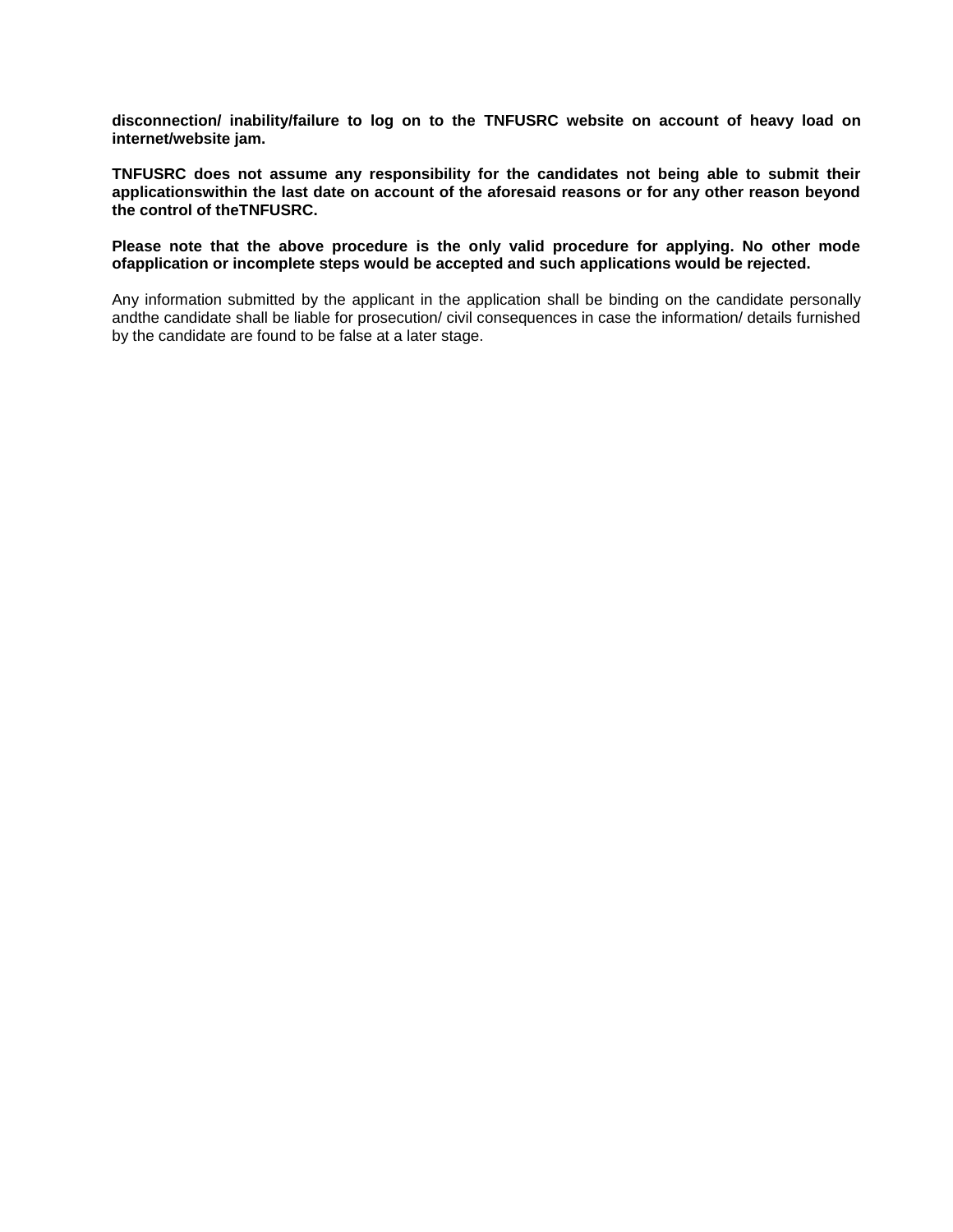**disconnection/ inability/failure to log on to the TNFUSRC website on account of heavy load on internet/website jam.**

**TNFUSRC does not assume any responsibility for the candidates not being able to submit their applicationswithin the last date on account of the aforesaid reasons or for any other reason beyond the control of theTNFUSRC.**

**Please note that the above procedure is the only valid procedure for applying. No other mode ofapplication or incomplete steps would be accepted and such applications would be rejected.**

Any information submitted by the applicant in the application shall be binding on the candidate personally andthe candidate shall be liable for prosecution/ civil consequences in case the information/ details furnished by the candidate are found to be false at a later stage.